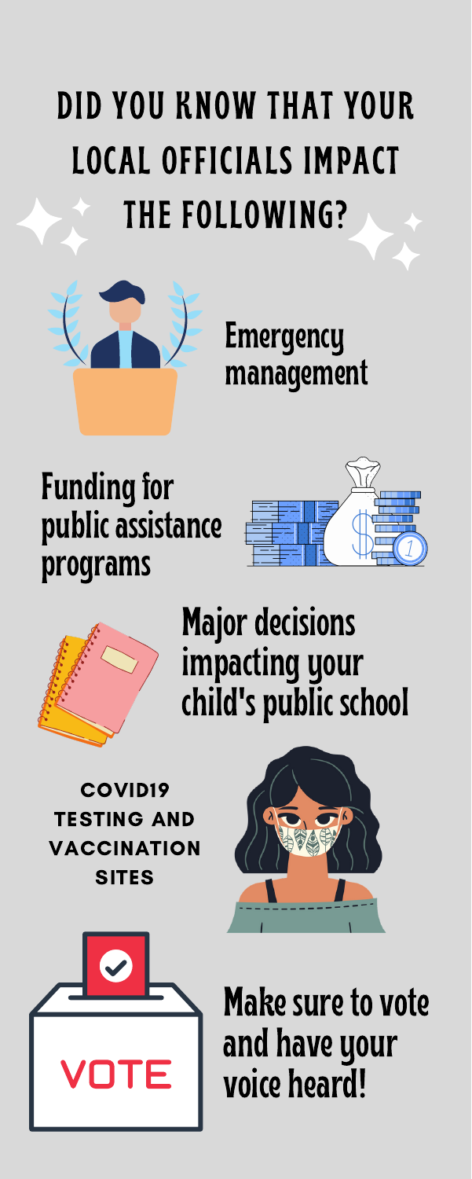# DID YOU KNOW THAT YOUR LOCAL OFFICIALS IMPACT THE FOLLOWING?

Emergency management

Funding for public assistance programs

Major decisions impacting your child's public school

COVID19 TESTING AND VACCINATION SITES

VOTE

Make sure to vote and have your voice heard!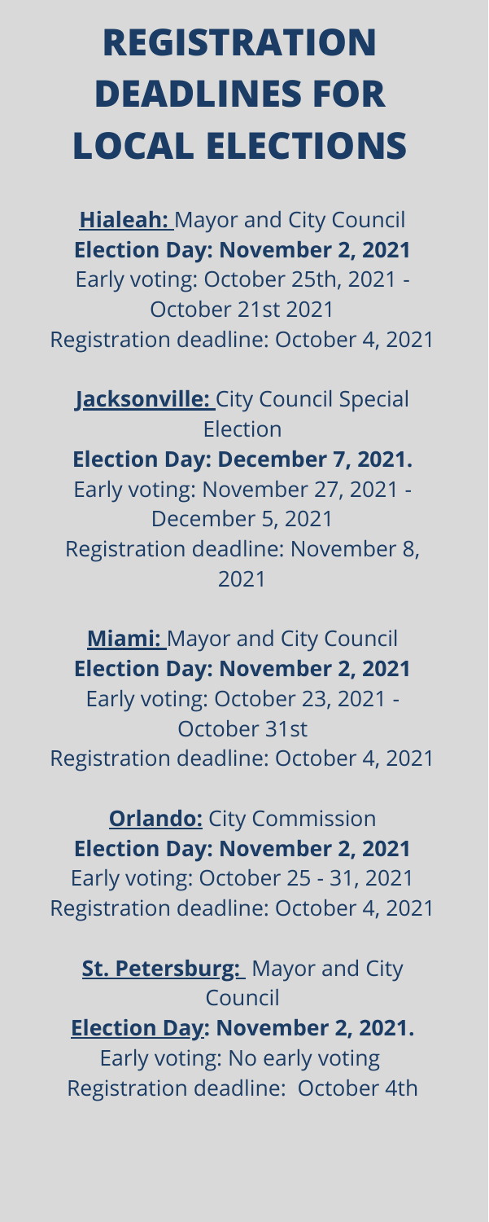# REGISTRATION DEADLINES FOR LOCAL ELECTIONS

**Hialeah:** Mayor and City Council
**Election Day: November 2, 2021**
Early voting: October 25th, 2021 - October 21st 2021
Registration deadline: October 4, 2021

**Jacksonville:** City Council Special Election
**Election Day: December 7, 2021.**
Early voting: November 27, 2021 - December 5, 2021
Registration deadline: November 8, 2021

**Miami:** Mayor and City Council
**Election Day: November 2, 2021**
Early voting: October 23, 2021 - October 31st
Registration deadline: October 4, 2021

**Orlando:** City Commission
**Election Day: November 2, 2021**
Early voting: October 25 - 31, 2021
Registration deadline: October 4, 2021

**St. Petersburg:** Mayor and City Council
**Election Day: November 2, 2021.**
Early voting: No early voting
Registration deadline: October 4th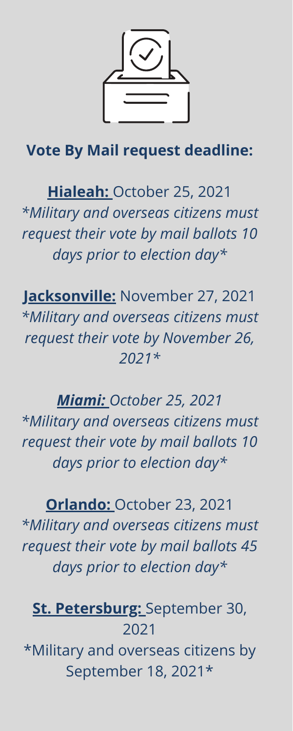**Vote By Mail request deadline:**

**Hialeah:** October 25, 2021
*Military and overseas citizens must request their vote by mail ballots 10 days prior to election day*

**Jacksonville:** November 27, 2021
*Military and overseas citizens must request their vote by November 26, 2021*

***Miami:*** *October 25, 2021*
*Military and overseas citizens must request their vote by mail ballots 10 days prior to election day*

**Orlando:** October 23, 2021
*Military and overseas citizens must request their vote by mail ballots 45 days prior to election day*

**St. Petersburg:** September 30, 2021
*Military and overseas citizens by September 18, 2021*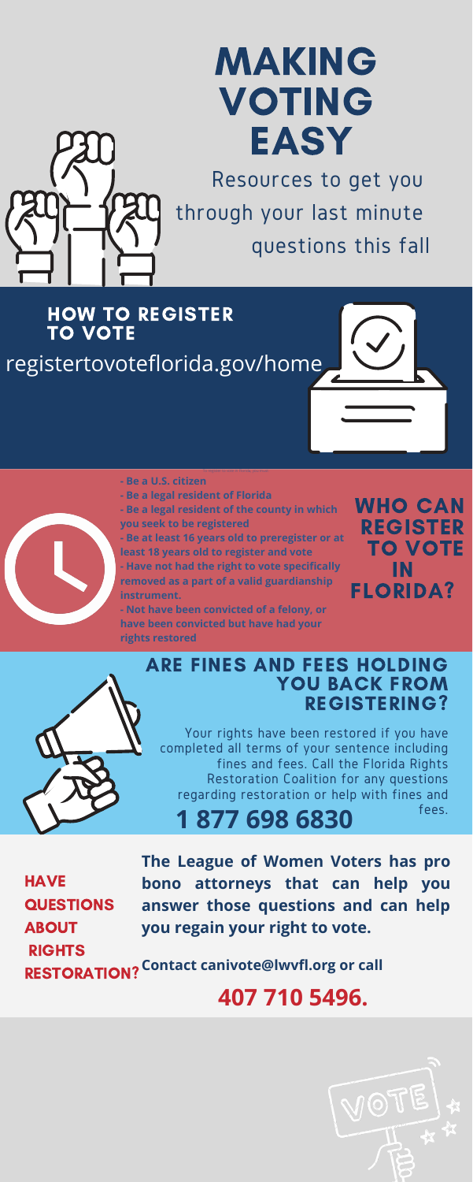# MAKING VOTING EASY

Resources to get you through your last minute questions this fall

## HOW TO REGISTER TO VOTE

registertovoteflorida.gov/home

## WHO CAN REGISTER TO VOTE IN FLORIDA?

**- Be a U.S. citizen**
**- Be a legal resident of Florida**
**- Be a legal resident of the county in which you seek to be registered**
**- Be at least 16 years old to preregister or at least 18 years old to register and vote**
**- Have not had the right to vote specifically removed as a part of a valid guardianship instrument.**
**- Not have been convicted of a felony, or have been convicted but have had your rights restored**

## ARE FINES AND FEES HOLDING YOU BACK FROM REGISTERING?

Your rights have been restored if you have completed all terms of your sentence including fines and fees. Call the Florida Rights Restoration Coalition for any questions regarding restoration or help with fines and fees.

**1 877 698 6830**

## HAVE QUESTIONS ABOUT RIGHTS RESTORATION?

**The League of Women Voters has pro bono attorneys that can help you answer those questions and can help you regain your right to vote.**

**Contact canivote@lwvfl.org or call**

**407 710 5496.**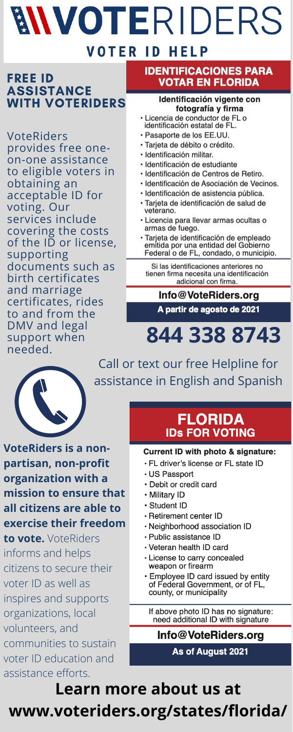# VOTERIDERS

## VOTER ID HELP

### FREE ID ASSISTANCE WITH VOTERIDERS

VoteRiders provides free one-on-one assistance to eligible voters in obtaining an acceptable ID for voting. Our services include covering the costs of the ID or license, supporting documents such as birth certificates and marriage certificates, rides to and from the DMV and legal support when needed.

### IDENTIFICACIONES PARA VOTAR EN FLORIDA

**Identificación vigente con fotografía y firma**

- Licencia de conductor de FL o identificación estatal de FL.
- Pasaporte de los EE.UU.
- Tarjeta de débito o crédito.
- Identificación militar.
- Identificación de estudiante
- Identificación de Centros de Retiro.
- Identificación de Asociación de Vecinos.
- Identificación de asistencia pública.
- Tarjeta de identificación de salud de veterano.
- Licencia para llevar armas ocultas o armas de fuego.
- Tarjeta de identificación de empleado emitida por una entidad del Gobierno Federal o de FL, condado, o municipio.

Si las identificaciones anteriores no tienen firma necesita una identificación adicional con firma.

**Info@VoteRiders.org**

**A partir de agosto de 2021**

## 844 338 8743

Call or text our free Helpline for assistance in English and Spanish

**VoteRiders is a non-partisan, non-profit organization with a mission to ensure that all citizens are able to exercise their freedom to vote.** VoteRiders informs and helps citizens to secure their voter ID as well as inspires and supports organizations, local volunteers, and communities to sustain voter ID education and assistance efforts.

### FLORIDA IDs FOR VOTING

**Current ID with photo & signature:**

- FL driver's license or FL state ID
- US Passport
- Debit or credit card
- Military ID
- Student ID
- Retirement center ID
- Neighborhood association ID
- Public assistance ID
- Veteran health ID card
- License to carry concealed weapon or firearm
- Employee ID card issued by entity of Federal Government, or of FL, county, or municipality

If above photo ID has no signature: need additional ID with signature

**Info@VoteRiders.org**

**As of August 2021**

## Learn more about us at www.voteriders.org/states/florida/